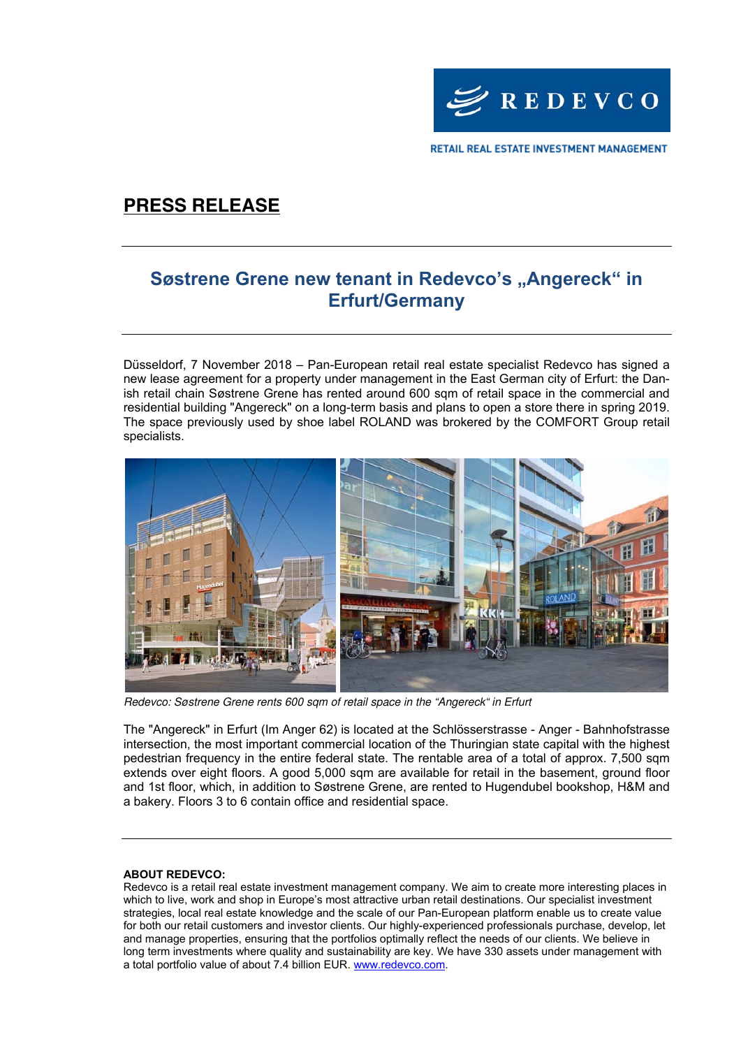REDEVCO

RETAIL REAL ESTATE INVESTMENT MANAGEMENT

# PRESS RELEASE

## Søstrene Grene new tenant in Redevco's „Angereck" in Erfurt/Germany

Düsseldorf, 7 November 2018 – Pan-European retail real estate specialist Redevco has signed a new lease agreement for a property under management in the East German city of Erfurt: the Danish retail chain Søstrene Grene has rented around 600 sqm of retail space in the commercial and residential building "Angereck" on a long-term basis and plans to open a store there in spring 2019. The space previously used by shoe label ROLAND was brokered by the COMFORT Group retail specialists.

*Redevco: Søstrene Grene rents 600 sqm of retail space in the "Angereck" in Erfurt*

The "Angereck" in Erfurt (Im Anger 62) is located at the Schlösserstrasse - Anger - Bahnhofstrasse intersection, the most important commercial location of the Thuringian state capital with the highest pedestrian frequency in the entire federal state. The rentable area of a total of approx. 7,500 sqm extends over eight floors. A good 5,000 sqm are available for retail in the basement, ground floor and 1st floor, which, in addition to Søstrene Grene, are rented to Hugendubel bookshop, H&M and a bakery. Floors 3 to 6 contain office and residential space.

**ABOUT REDEVCO:**
Redevco is a retail real estate investment management company. We aim to create more interesting places in which to live, work and shop in Europe's most attractive urban retail destinations. Our specialist investment strategies, local real estate knowledge and the scale of our Pan-European platform enable us to create value for both our retail customers and investor clients. Our highly-experienced professionals purchase, develop, let and manage properties, ensuring that the portfolios optimally reflect the needs of our clients. We believe in long term investments where quality and sustainability are key. We have 330 assets under management with a total portfolio value of about 7.4 billion EUR. [www.redevco.com](http://www.redevco.com).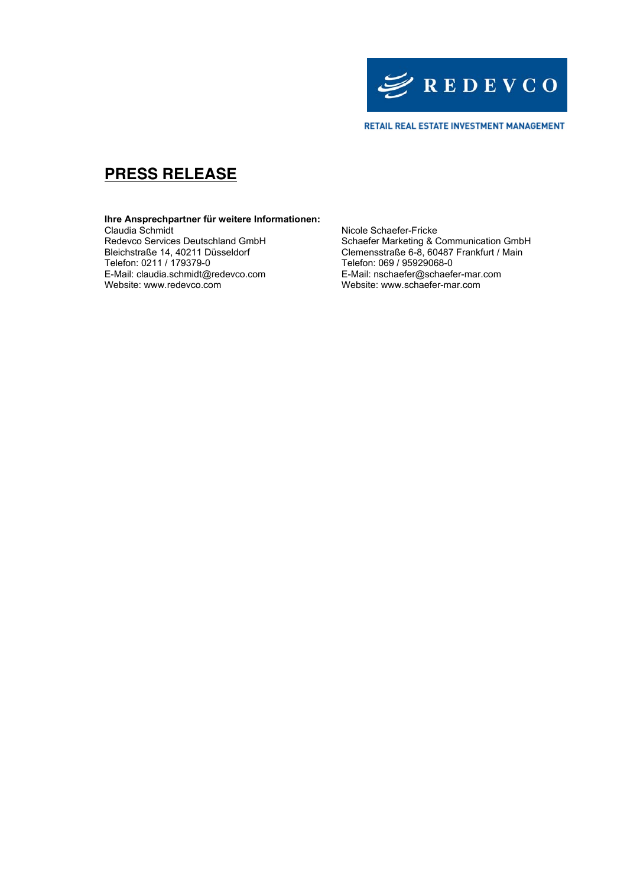REDEVCO

RETAIL REAL ESTATE INVESTMENT MANAGEMENT

# PRESS RELEASE

**Ihre Ansprechpartner für weitere Informationen:**

Claudia Schmidt
Redevco Services Deutschland GmbH
Bleichstraße 14, 40211 Düsseldorf
Telefon: 0211 / 179379-0
E-Mail: claudia.schmidt@redevco.com
Website: www.redevco.com

Nicole Schaefer-Fricke
Schaefer Marketing & Communication GmbH
Clemensstraße 6-8, 60487 Frankfurt / Main
Telefon: 069 / 95929068-0
E-Mail: nschaefer@schaefer-mar.com
Website: www.schaefer-mar.com